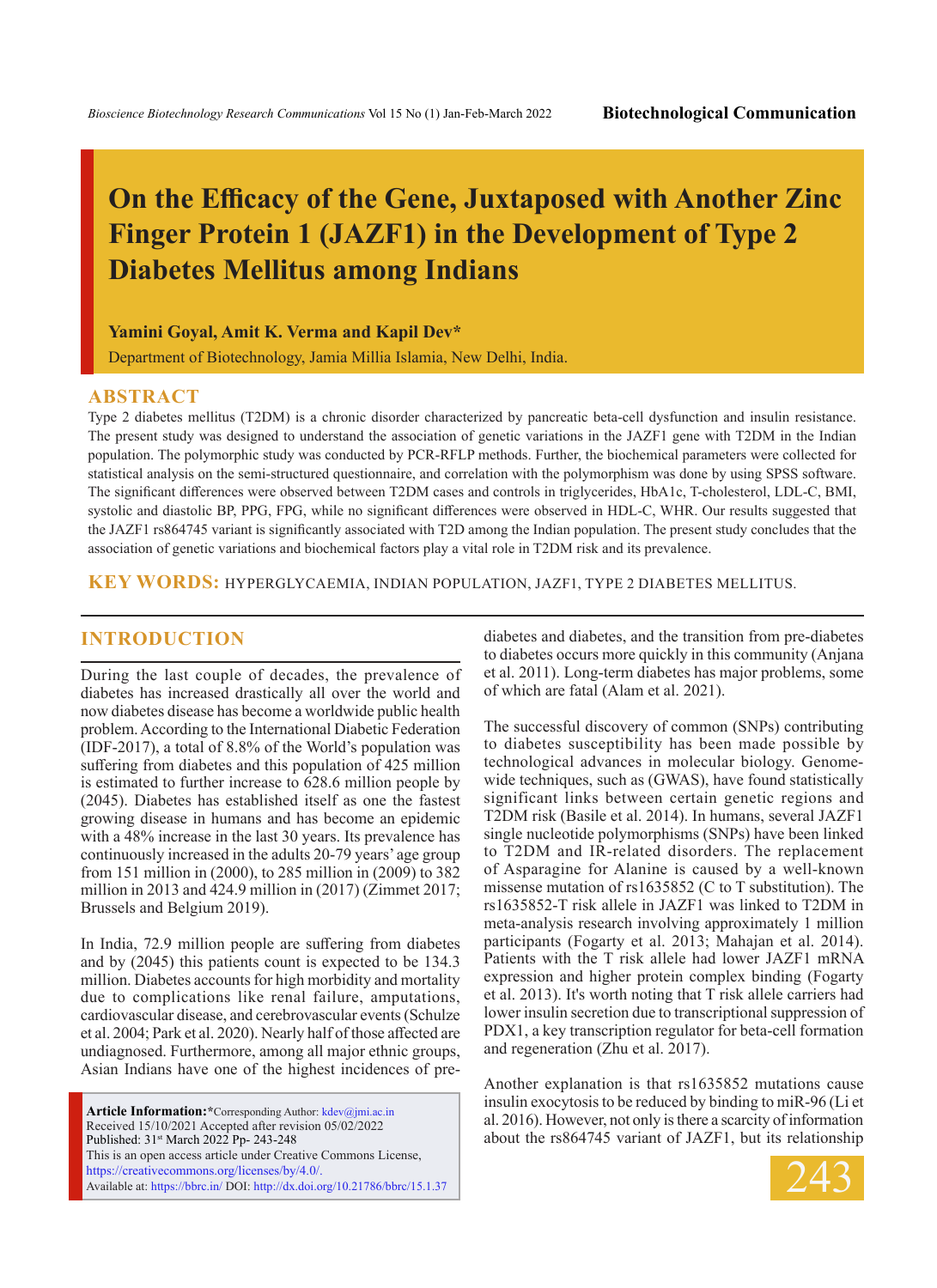# On the Efficacy of the Gene, Juxtaposed with Another Zinc Finger Protein 1 (JAZF1) in the Development of Type 2 Diabetes Mellitus among Indians

**Yamini Goyal, Amit K. Verma and Kapil Dev***

Department of Biotechnology, Jamia Millia Islamia, New Delhi, India.

## ABSTRACT

Type 2 diabetes mellitus (T2DM) is a chronic disorder characterized by pancreatic beta-cell dysfunction and insulin resistance. The present study was designed to understand the association of genetic variations in the JAZF1 gene with T2DM in the Indian population. The polymorphic study was conducted by PCR-RFLP methods. Further, the biochemical parameters were collected for statistical analysis on the semi-structured questionnaire, and correlation with the polymorphism was done by using SPSS software. The significant differences were observed between T2DM cases and controls in triglycerides, HbA1c, T-cholesterol, LDL-C, BMI, systolic and diastolic BP, PPG, FPG, while no significant differences were observed in HDL-C, WHR. Our results suggested that the JAZF1 rs864745 variant is significantly associated with T2D among the Indian population. The present study concludes that the association of genetic variations and biochemical factors play a vital role in T2DM risk and its prevalence.

**KEY WORDS:** HYPERGLYCAEMIA, INDIAN POPULATION, JAZF1, TYPE 2 DIABETES MELLITUS.

## INTRODUCTION

During the last couple of decades, the prevalence of diabetes has increased drastically all over the world and now diabetes disease has become a worldwide public health problem. According to the International Diabetic Federation (IDF-2017), a total of 8.8% of the World's population was suffering from diabetes and this population of 425 million is estimated to further increase to 628.6 million people by (2045). Diabetes has established itself as one the fastest growing disease in humans and has become an epidemic with a 48% increase in the last 30 years. Its prevalence has continuously increased in the adults 20-79 years' age group from 151 million in (2000), to 285 million in (2009) to 382 million in 2013 and 424.9 million in (2017) (Zimmet 2017; Brussels and Belgium 2019).

In India, 72.9 million people are suffering from diabetes and by (2045) this patients count is expected to be 134.3 million. Diabetes accounts for high morbidity and mortality due to complications like renal failure, amputations, cardiovascular disease, and cerebrovascular events (Schulze et al. 2004; Park et al. 2020). Nearly half of those affected are undiagnosed. Furthermore, among all major ethnic groups, Asian Indians have one of the highest incidences of pre-diabetes and diabetes, and the transition from pre-diabetes to diabetes occurs more quickly in this community (Anjana et al. 2011). Long-term diabetes has major problems, some of which are fatal (Alam et al. 2021).

The successful discovery of common (SNPs) contributing to diabetes susceptibility has been made possible by technological advances in molecular biology. Genome-wide techniques, such as (GWAS), have found statistically significant links between certain genetic regions and T2DM risk (Basile et al. 2014). In humans, several JAZF1 single nucleotide polymorphisms (SNPs) have been linked to T2DM and IR-related disorders. The replacement of Asparagine for Alanine is caused by a well-known missense mutation of rs1635852 (C to T substitution). The rs1635852-T risk allele in JAZF1 was linked to T2DM in meta-analysis research involving approximately 1 million participants (Fogarty et al. 2013; Mahajan et al. 2014). Patients with the T risk allele had lower JAZF1 mRNA expression and higher protein complex binding (Fogarty et al. 2013). It's worth noting that T risk allele carriers had lower insulin secretion due to transcriptional suppression of PDX1, a key transcription regulator for beta-cell formation and regeneration (Zhu et al. 2017).

Another explanation is that rs1635852 mutations cause insulin exocytosis to be reduced by binding to miR-96 (Li et al. 2016). However, not only is there a scarcity of information about the rs864745 variant of JAZF1, but its relationship

**Article Information:***Corresponding Author: kdev@jmi.ac.in
Received 15/10/2021 Accepted after revision 05/02/2022
Published: 31st March 2022 Pp- 243-248
This is an open access article under Creative Commons License, https://creativecommons.org/licenses/by/4.0/.
Available at: https://bbrc.in/ DOI: http://dx.doi.org/10.21786/bbrc/15.1.37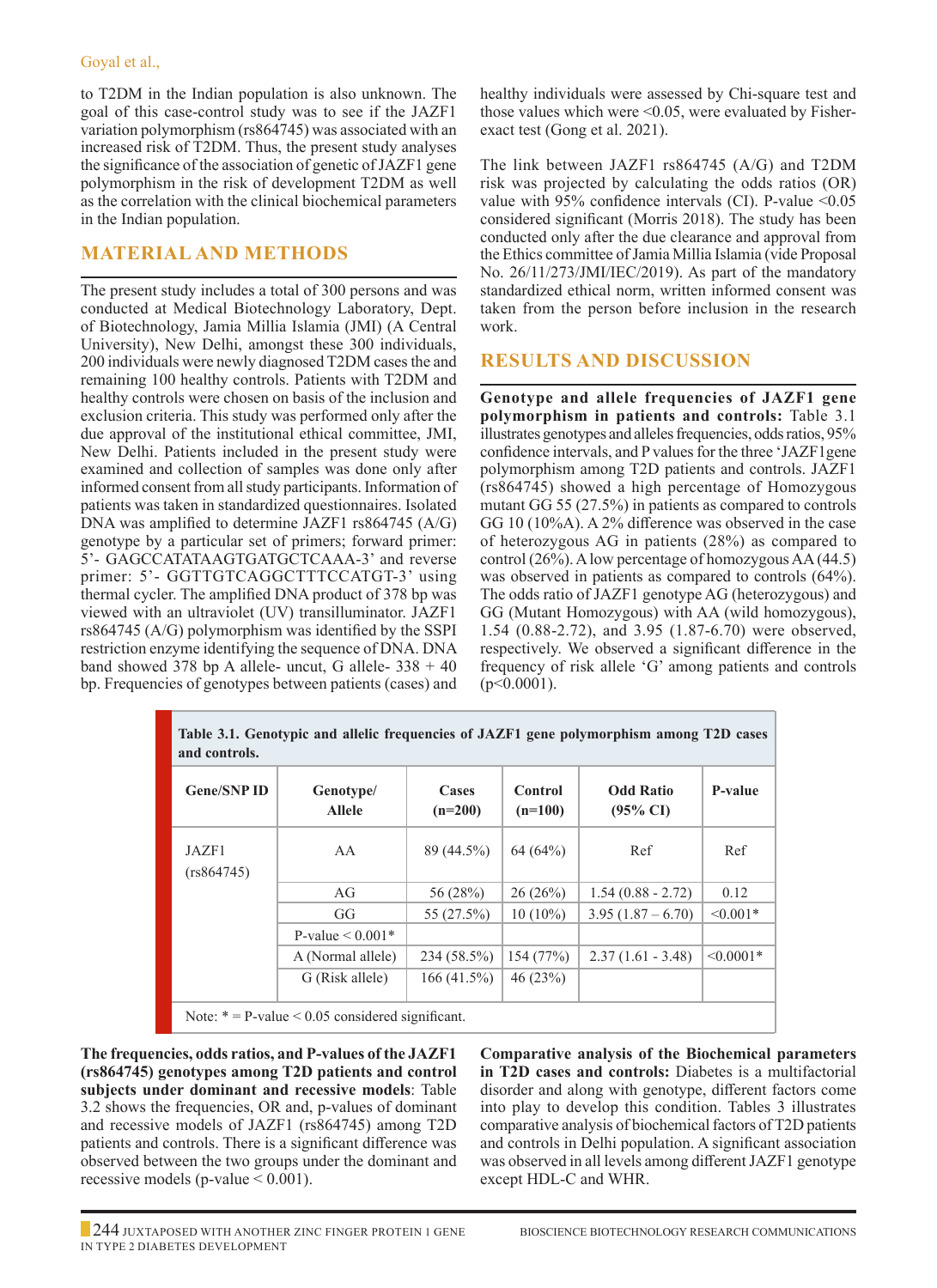to T2DM in the Indian population is also unknown. The goal of this case-control study was to see if the JAZF1 variation polymorphism (rs864745) was associated with an increased risk of T2DM. Thus, the present study analyses the significance of the association of genetic of JAZF1 gene polymorphism in the risk of development T2DM as well as the correlation with the clinical biochemical parameters in the Indian population.

## MATERIAL AND METHODS

The present study includes a total of 300 persons and was conducted at Medical Biotechnology Laboratory, Dept. of Biotechnology, Jamia Millia Islamia (JMI) (A Central University), New Delhi, amongst these 300 individuals, 200 individuals were newly diagnosed T2DM cases the and remaining 100 healthy controls. Patients with T2DM and healthy controls were chosen on basis of the inclusion and exclusion criteria. This study was performed only after the due approval of the institutional ethical committee, JMI, New Delhi. Patients included in the present study were examined and collection of samples was done only after informed consent from all study participants. Information of patients was taken in standardized questionnaires. Isolated DNA was amplified to determine JAZF1 rs864745 (A/G) genotype by a particular set of primers; forward primer: 5'- GAGCCATATAAGTGATGCTCAAA-3' and reverse primer: 5'- GGTTGTCAGGCTTTCCATGT-3' using thermal cycler. The amplified DNA product of 378 bp was viewed with an ultraviolet (UV) transilluminator. JAZF1 rs864745 (A/G) polymorphism was identified by the SSPI restriction enzyme identifying the sequence of DNA. DNA band showed 378 bp A allele- uncut, G allele- 338 + 40 bp. Frequencies of genotypes between patients (cases) and healthy individuals were assessed by Chi-square test and those values which were <0.05, were evaluated by Fisher-exact test (Gong et al. 2021).

The link between JAZF1 rs864745 (A/G) and T2DM risk was projected by calculating the odds ratios (OR) value with 95% confidence intervals (CI). P-value <0.05 considered significant (Morris 2018). The study has been conducted only after the due clearance and approval from the Ethics committee of Jamia Millia Islamia (vide Proposal No. 26/11/273/JMI/IEC/2019). As part of the mandatory standardized ethical norm, written informed consent was taken from the person before inclusion in the research work.

## RESULTS AND DISCUSSION

**Genotype and allele frequencies of JAZF1 gene polymorphism in patients and controls:** Table 3.1 illustrates genotypes and alleles frequencies, odds ratios, 95% confidence intervals, and P values for the three 'JAZF1gene polymorphism among T2D patients and controls. JAZF1 (rs864745) showed a high percentage of Homozygous mutant GG 55 (27.5%) in patients as compared to controls GG 10 (10%A). A 2% difference was observed in the case of heterozygous AG in patients (28%) as compared to control (26%). A low percentage of homozygous AA (44.5) was observed in patients as compared to controls (64%). The odds ratio of JAZF1 genotype AG (heterozygous) and GG (Mutant Homozygous) with AA (wild homozygous), 1.54 (0.88-2.72), and 3.95 (1.87-6.70) were observed, respectively. We observed a significant difference in the frequency of risk allele 'G' among patients and controls (p<0.0001).

**Table 3.1. Genotypic and allelic frequencies of JAZF1 gene polymorphism among T2D cases and controls.**

| Gene/SNP ID | Genotype/ Allele | Cases (n=200) | Control (n=100) | Odd Ratio (95% CI) | P-value |
|---|---|---|---|---|---|
| JAZF1 (rs864745) | AA | 89 (44.5%) | 64 (64%) | Ref | Ref |
| | AG | 56 (28%) | 26 (26%) | 1.54 (0.88 - 2.72) | 0.12 |
| | GG | 55 (27.5%) | 10 (10%) | 3.95 (1.87 – 6.70) | <0.001* |
| | P-value < 0.001* | | | | |
| | A (Normal allele) | 234 (58.5%) | 154 (77%) | 2.37 (1.61 - 3.48) | <0.0001* |
| | G (Risk allele) | 166 (41.5%) | 46 (23%) | | |

Note: * = P-value < 0.05 considered significant.

**The frequencies, odds ratios, and P-values of the JAZF1 (rs864745) genotypes among T2D patients and control subjects under dominant and recessive models**: Table 3.2 shows the frequencies, OR and, p-values of dominant and recessive models of JAZF1 (rs864745) among T2D patients and controls. There is a significant difference was observed between the two groups under the dominant and recessive models (p-value < 0.001).

**Comparative analysis of the Biochemical parameters in T2D cases and controls:** Diabetes is a multifactorial disorder and along with genotype, different factors come into play to develop this condition. Tables 3 illustrates comparative analysis of biochemical factors of T2D patients and controls in Delhi population. A significant association was observed in all levels among different JAZF1 genotype except HDL-C and WHR.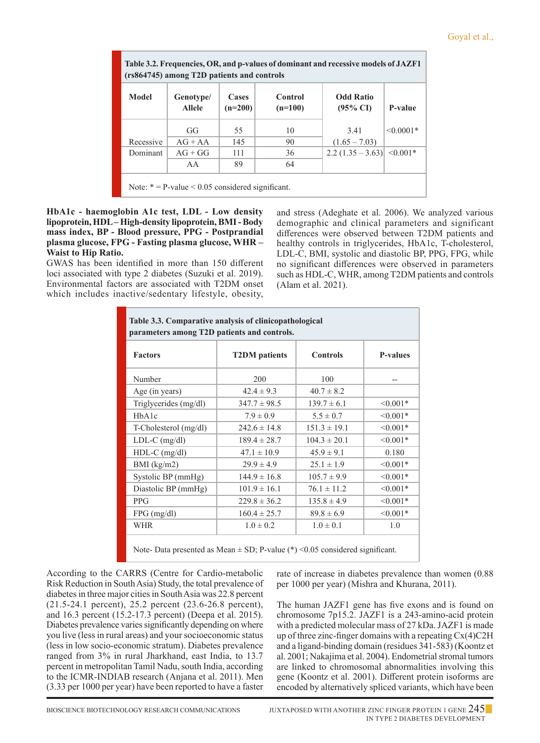**Table 3.2. Frequencies, OR, and p-values of dominant and recessive models of JAZF1 (rs864745) among T2D patients and controls**

| Model | Genotype/ Allele | Cases (n=200) | Control (n=100) | Odd Ratio (95% CI) | P-value |
|---|---|---|---|---|---|
| Recessive | GG | 55 | 10 | 3.41 (1.65 – 7.03) | <0.0001* |
| | AG + AA | 145 | 90 | | |
| Dominant | AG + GG | 111 | 36 | 2.2 (1.35 – 3.63) | <0.001* |
| | AA | 89 | 64 | | |

Note: * = P-value < 0.05 considered significant.

**HbA1c - haemoglobin A1c test, LDL - Low density lipoprotein, HDL – High-density lipoprotein, BMI - Body mass index, BP - Blood pressure, PPG - Postprandial plasma glucose, FPG - Fasting plasma glucose, WHR – Waist to Hip Ratio.**

GWAS has been identified in more than 150 different loci associated with type 2 diabetes (Suzuki et al. 2019). Environmental factors are associated with T2DM onset which includes inactive/sedentary lifestyle, obesity, and stress (Adeghate et al. 2006). We analyzed various demographic and clinical parameters and significant differences were observed between T2DM patients and healthy controls in triglycerides, HbA1c, T-cholesterol, LDL-C, BMI, systolic and diastolic BP, PPG, FPG, while no significant differences were observed in parameters such as HDL-C, WHR, among T2DM patients and controls (Alam et al. 2021).

**Table 3.3. Comparative analysis of clinicopathological parameters among T2D patients and controls.**

| Factors | T2DM patients | Controls | P-values |
|---|---|---|---|
| Number | 200 | 100 | -- |
| Age (in years) | 42.4 ± 9.3 | 40.7 ± 8.2 | |
| Triglycerides (mg/dl) | 347.7 ± 98.5 | 139.7 ± 6.1 | <0.001* |
| HbA1c | 7.9 ± 0.9 | 5.5 ± 0.7 | <0.001* |
| T-Cholesterol (mg/dl) | 242.6 ± 14.8 | 151.3 ± 19.1 | <0.001* |
| LDL-C (mg/dl) | 189.4 ± 28.7 | 104.3 ± 20.1 | <0.001* |
| HDL-C (mg/dl) | 47.1 ± 10.9 | 45.9 ± 9.1 | 0.180 |
| BMI (kg/m2) | 29.9 ± 4.9 | 25.1 ± 1.9 | <0.001* |
| Systolic BP (mmHg) | 144.9 ± 16.8 | 105.7 ± 9.9 | <0.001* |
| Diastolic BP (mmHg) | 101.9 ± 16.1 | 76.1 ± 11.2 | <0.001* |
| PPG | 229.8 ± 36.2 | 135.8 ± 4.9 | <0.001* |
| FPG (mg/dl) | 160.4 ± 25.7 | 89.8 ± 6.9 | <0.001* |
| WHR | 1.0 ± 0.2 | 1.0 ± 0.1 | 1.0 |

Note- Data presented as Mean ± SD; P-value (*) <0.05 considered significant.

According to the CARRS (Centre for Cardio-metabolic Risk Reduction in South Asia) Study, the total prevalence of diabetes in three major cities in South Asia was 22.8 percent (21.5-24.1 percent), 25.2 percent (23.6-26.8 percent), and 16.3 percent (15.2-17.3 percent) (Deepa et al. 2015). Diabetes prevalence varies significantly depending on where you live (less in rural areas) and your socioeconomic status (less in low socio-economic stratum). Diabetes prevalence ranged from 3% in rural Jharkhand, east India, to 13.7 percent in metropolitan Tamil Nadu, south India, according to the ICMR-INDIAB research (Anjana et al. 2011). Men (3.33 per 1000 per year) have been reported to have a faster rate of increase in diabetes prevalence than women (0.88 per 1000 per year) (Mishra and Khurana, 2011).

The human JAZF1 gene has five exons and is found on chromosome 7p15.2. JAZF1 is a 243-amino-acid protein with a predicted molecular mass of 27 kDa. JAZF1 is made up of three zinc-finger domains with a repeating Cx(4)C2H and a ligand-binding domain (residues 341-583) (Koontz et al. 2001; Nakajima et al. 2004). Endometrial stromal tumors are linked to chromosomal abnormalities involving this gene (Koontz et al. 2001). Different protein isoforms are encoded by alternatively spliced variants, which have been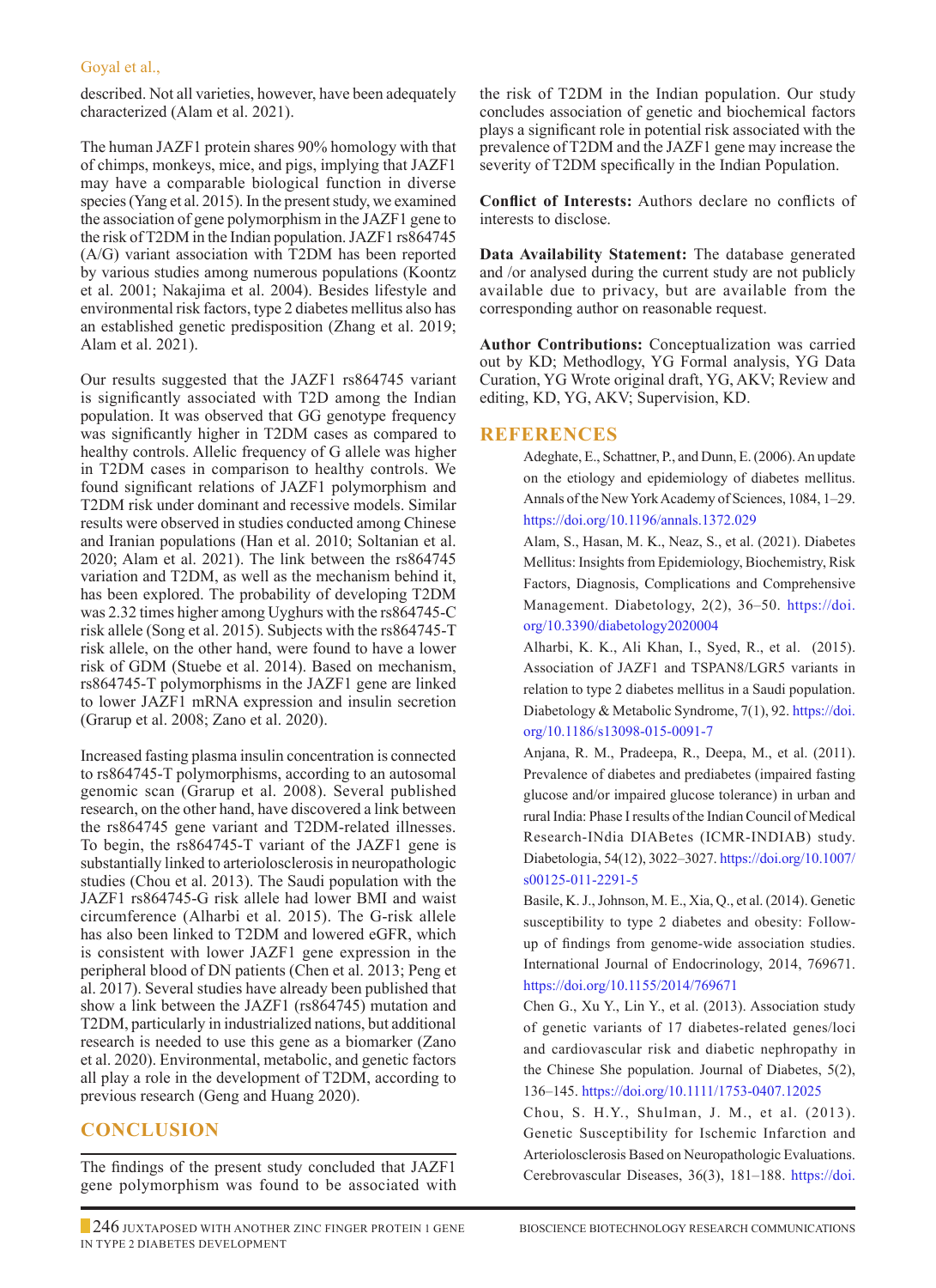described. Not all varieties, however, have been adequately characterized (Alam et al. 2021).

The human JAZF1 protein shares 90% homology with that of chimps, monkeys, mice, and pigs, implying that JAZF1 may have a comparable biological function in diverse species (Yang et al. 2015). In the present study, we examined the association of gene polymorphism in the JAZF1 gene to the risk of T2DM in the Indian population. JAZF1 rs864745 (A/G) variant association with T2DM has been reported by various studies among numerous populations (Koontz et al. 2001; Nakajima et al. 2004). Besides lifestyle and environmental risk factors, type 2 diabetes mellitus also has an established genetic predisposition (Zhang et al. 2019; Alam et al. 2021).

Our results suggested that the JAZF1 rs864745 variant is significantly associated with T2D among the Indian population. It was observed that GG genotype frequency was significantly higher in T2DM cases as compared to healthy controls. Allelic frequency of G allele was higher in T2DM cases in comparison to healthy controls. We found significant relations of JAZF1 polymorphism and T2DM risk under dominant and recessive models. Similar results were observed in studies conducted among Chinese and Iranian populations (Han et al. 2010; Soltanian et al. 2020; Alam et al. 2021). The link between the rs864745 variation and T2DM, as well as the mechanism behind it, has been explored. The probability of developing T2DM was 2.32 times higher among Uyghurs with the rs864745-C risk allele (Song et al. 2015). Subjects with the rs864745-T risk allele, on the other hand, were found to have a lower risk of GDM (Stuebe et al. 2014). Based on mechanism, rs864745-T polymorphisms in the JAZF1 gene are linked to lower JAZF1 mRNA expression and insulin secretion (Grarup et al. 2008; Zano et al. 2020).

Increased fasting plasma insulin concentration is connected to rs864745-T polymorphisms, according to an autosomal genomic scan (Grarup et al. 2008). Several published research, on the other hand, have discovered a link between the rs864745 gene variant and T2DM-related illnesses. To begin, the rs864745-T variant of the JAZF1 gene is substantially linked to arteriolosclerosis in neuropathologic studies (Chou et al. 2013). The Saudi population with the JAZF1 rs864745-G risk allele had lower BMI and waist circumference (Alharbi et al. 2015). The G-risk allele has also been linked to T2DM and lowered eGFR, which is consistent with lower JAZF1 gene expression in the peripheral blood of DN patients (Chen et al. 2013; Peng et al. 2017). Several studies have already been published that show a link between the JAZF1 (rs864745) mutation and T2DM, particularly in industrialized nations, but additional research is needed to use this gene as a biomarker (Zano et al. 2020). Environmental, metabolic, and genetic factors all play a role in the development of T2DM, according to previous research (Geng and Huang 2020).

## CONCLUSION

The findings of the present study concluded that JAZF1 gene polymorphism was found to be associated with the risk of T2DM in the Indian population. Our study concludes association of genetic and biochemical factors plays a significant role in potential risk associated with the prevalence of T2DM and the JAZF1 gene may increase the severity of T2DM specifically in the Indian Population.

**Conflict of Interests:** Authors declare no conflicts of interests to disclose.

**Data Availability Statement:** The database generated and /or analysed during the current study are not publicly available due to privacy, but are available from the corresponding author on reasonable request.

**Author Contributions:** Conceptualization was carried out by KD; Methodlogy, YG Formal analysis, YG Data Curation, YG Wrote original draft, YG, AKV; Review and editing, KD, YG, AKV; Supervision, KD.

## REFERENCES

Adeghate, E., Schattner, P., and Dunn, E. (2006). An update on the etiology and epidemiology of diabetes mellitus. Annals of the New York Academy of Sciences, 1084, 1–29. https://doi.org/10.1196/annals.1372.029

Alam, S., Hasan, M. K., Neaz, S., et al. (2021). Diabetes Mellitus: Insights from Epidemiology, Biochemistry, Risk Factors, Diagnosis, Complications and Comprehensive Management. Diabetology, 2(2), 36–50. https://doi.org/10.3390/diabetology2020004

Alharbi, K. K., Ali Khan, I., Syed, R., et al. (2015). Association of JAZF1 and TSPAN8/LGR5 variants in relation to type 2 diabetes mellitus in a Saudi population. Diabetology & Metabolic Syndrome, 7(1), 92. https://doi.org/10.1186/s13098-015-0091-7

Anjana, R. M., Pradeepa, R., Deepa, M., et al. (2011). Prevalence of diabetes and prediabetes (impaired fasting glucose and/or impaired glucose tolerance) in urban and rural India: Phase I results of the Indian Council of Medical Research-INdia DIABetes (ICMR-INDIAB) study. Diabetologia, 54(12), 3022–3027. https://doi.org/10.1007/s00125-011-2291-5

Basile, K. J., Johnson, M. E., Xia, Q., et al. (2014). Genetic susceptibility to type 2 diabetes and obesity: Follow-up of findings from genome-wide association studies. International Journal of Endocrinology, 2014, 769671. https://doi.org/10.1155/2014/769671

Chen G., Xu Y., Lin Y., et al. (2013). Association study of genetic variants of 17 diabetes-related genes/loci and cardiovascular risk and diabetic nephropathy in the Chinese She population. Journal of Diabetes, 5(2), 136–145. https://doi.org/10.1111/1753-0407.12025

Chou, S. H.Y., Shulman, J. M., et al. (2013). Genetic Susceptibility for Ischemic Infarction and Arteriolosclerosis Based on Neuropathologic Evaluations. Cerebrovascular Diseases, 36(3), 181–188. https://doi.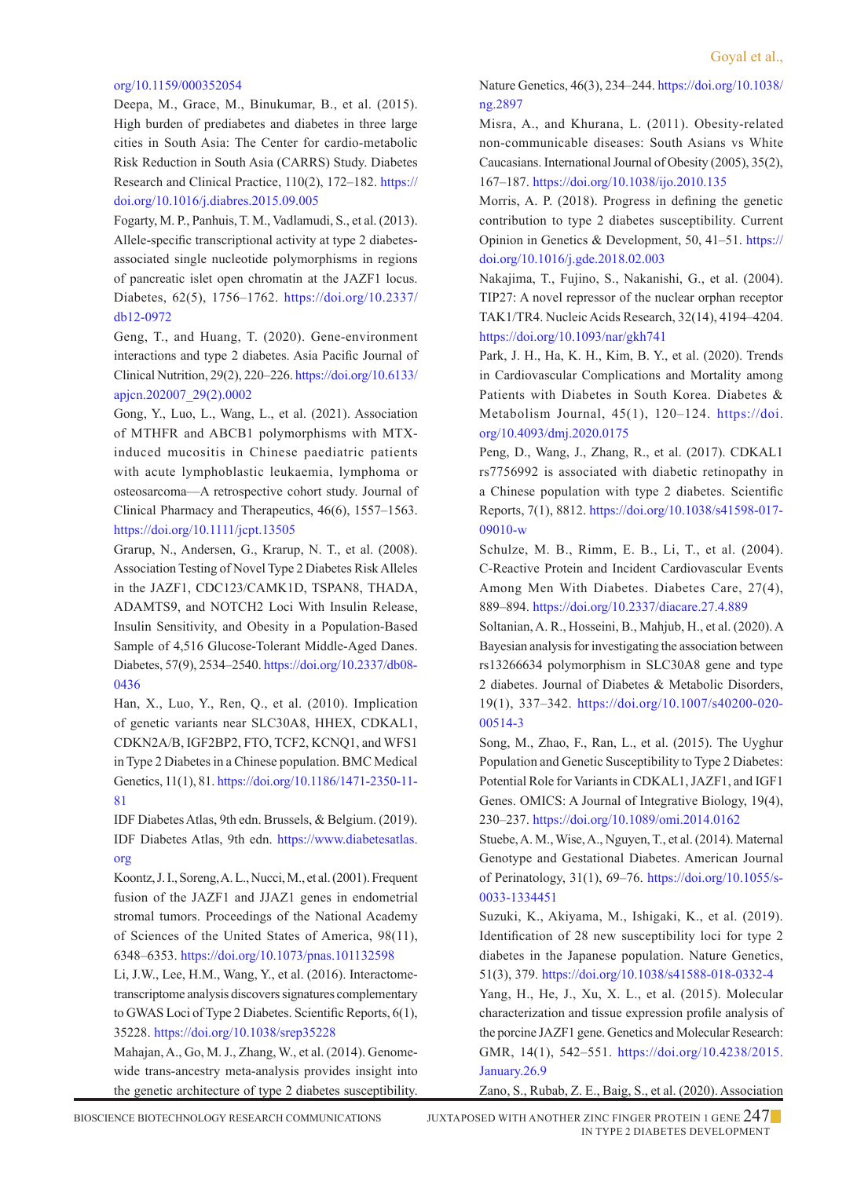org/10.1159/000352054

Deepa, M., Grace, M., Binukumar, B., et al. (2015). High burden of prediabetes and diabetes in three large cities in South Asia: The Center for cardio-metabolic Risk Reduction in South Asia (CARRS) Study. Diabetes Research and Clinical Practice, 110(2), 172–182. https://doi.org/10.1016/j.diabres.2015.09.005

Fogarty, M. P., Panhuis, T. M., Vadlamudi, S., et al. (2013). Allele-specific transcriptional activity at type 2 diabetes-associated single nucleotide polymorphisms in regions of pancreatic islet open chromatin at the JAZF1 locus. Diabetes, 62(5), 1756–1762. https://doi.org/10.2337/db12-0972

Geng, T., and Huang, T. (2020). Gene-environment interactions and type 2 diabetes. Asia Pacific Journal of Clinical Nutrition, 29(2), 220–226. https://doi.org/10.6133/apjcn.202007_29(2).0002

Gong, Y., Luo, L., Wang, L., et al. (2021). Association of MTHFR and ABCB1 polymorphisms with MTX-induced mucositis in Chinese paediatric patients with acute lymphoblastic leukaemia, lymphoma or osteosarcoma—A retrospective cohort study. Journal of Clinical Pharmacy and Therapeutics, 46(6), 1557–1563. https://doi.org/10.1111/jcpt.13505

Grarup, N., Andersen, G., Krarup, N. T., et al. (2008). Association Testing of Novel Type 2 Diabetes Risk Alleles in the JAZF1, CDC123/CAMK1D, TSPAN8, THADA, ADAMTS9, and NOTCH2 Loci With Insulin Release, Insulin Sensitivity, and Obesity in a Population-Based Sample of 4,516 Glucose-Tolerant Middle-Aged Danes. Diabetes, 57(9), 2534–2540. https://doi.org/10.2337/db08-0436

Han, X., Luo, Y., Ren, Q., et al. (2010). Implication of genetic variants near SLC30A8, HHEX, CDKAL1, CDKN2A/B, IGF2BP2, FTO, TCF2, KCNQ1, and WFS1 in Type 2 Diabetes in a Chinese population. BMC Medical Genetics, 11(1), 81. https://doi.org/10.1186/1471-2350-11-81

IDF Diabetes Atlas, 9th edn. Brussels, & Belgium. (2019). IDF Diabetes Atlas, 9th edn. https://www.diabetesatlas.org

Koontz, J. I., Soreng, A. L., Nucci, M., et al. (2001). Frequent fusion of the JAZF1 and JJAZ1 genes in endometrial stromal tumors. Proceedings of the National Academy of Sciences of the United States of America, 98(11), 6348–6353. https://doi.org/10.1073/pnas.101132598

Li, J.W., Lee, H.M., Wang, Y., et al. (2016). Interactome-transcriptome analysis discovers signatures complementary to GWAS Loci of Type 2 Diabetes. Scientific Reports, 6(1), 35228. https://doi.org/10.1038/srep35228

Mahajan, A., Go, M. J., Zhang, W., et al. (2014). Genome-wide trans-ancestry meta-analysis provides insight into the genetic architecture of type 2 diabetes susceptibility. Nature Genetics, 46(3), 234–244. https://doi.org/10.1038/ng.2897

Misra, A., and Khurana, L. (2011). Obesity-related non-communicable diseases: South Asians vs White Caucasians. International Journal of Obesity (2005), 35(2), 167–187. https://doi.org/10.1038/ijo.2010.135

Morris, A. P. (2018). Progress in defining the genetic contribution to type 2 diabetes susceptibility. Current Opinion in Genetics & Development, 50, 41–51. https://doi.org/10.1016/j.gde.2018.02.003

Nakajima, T., Fujino, S., Nakanishi, G., et al. (2004). TIP27: A novel repressor of the nuclear orphan receptor TAK1/TR4. Nucleic Acids Research, 32(14), 4194–4204. https://doi.org/10.1093/nar/gkh741

Park, J. H., Ha, K. H., Kim, B. Y., et al. (2020). Trends in Cardiovascular Complications and Mortality among Patients with Diabetes in South Korea. Diabetes & Metabolism Journal, 45(1), 120–124. https://doi.org/10.4093/dmj.2020.0175

Peng, D., Wang, J., Zhang, R., et al. (2017). CDKAL1 rs7756992 is associated with diabetic retinopathy in a Chinese population with type 2 diabetes. Scientific Reports, 7(1), 8812. https://doi.org/10.1038/s41598-017-09010-w

Schulze, M. B., Rimm, E. B., Li, T., et al. (2004). C-Reactive Protein and Incident Cardiovascular Events Among Men With Diabetes. Diabetes Care, 27(4), 889–894. https://doi.org/10.2337/diacare.27.4.889

Soltanian, A. R., Hosseini, B., Mahjub, H., et al. (2020). A Bayesian analysis for investigating the association between rs13266634 polymorphism in SLC30A8 gene and type 2 diabetes. Journal of Diabetes & Metabolic Disorders, 19(1), 337–342. https://doi.org/10.1007/s40200-020-00514-3

Song, M., Zhao, F., Ran, L., et al. (2015). The Uyghur Population and Genetic Susceptibility to Type 2 Diabetes: Potential Role for Variants in CDKAL1, JAZF1, and IGF1 Genes. OMICS: A Journal of Integrative Biology, 19(4), 230–237. https://doi.org/10.1089/omi.2014.0162

Stuebe, A. M., Wise, A., Nguyen, T., et al. (2014). Maternal Genotype and Gestational Diabetes. American Journal of Perinatology, 31(1), 69–76. https://doi.org/10.1055/s-0033-1334451

Suzuki, K., Akiyama, M., Ishigaki, K., et al. (2019). Identification of 28 new susceptibility loci for type 2 diabetes in the Japanese population. Nature Genetics, 51(3), 379. https://doi.org/10.1038/s41588-018-0332-4

Yang, H., He, J., Xu, X. L., et al. (2015). Molecular characterization and tissue expression profile analysis of the porcine JAZF1 gene. Genetics and Molecular Research: GMR, 14(1), 542–551. https://doi.org/10.4238/2015.January.26.9

Zano, S., Rubab, Z. E., Baig, S., et al. (2020). Association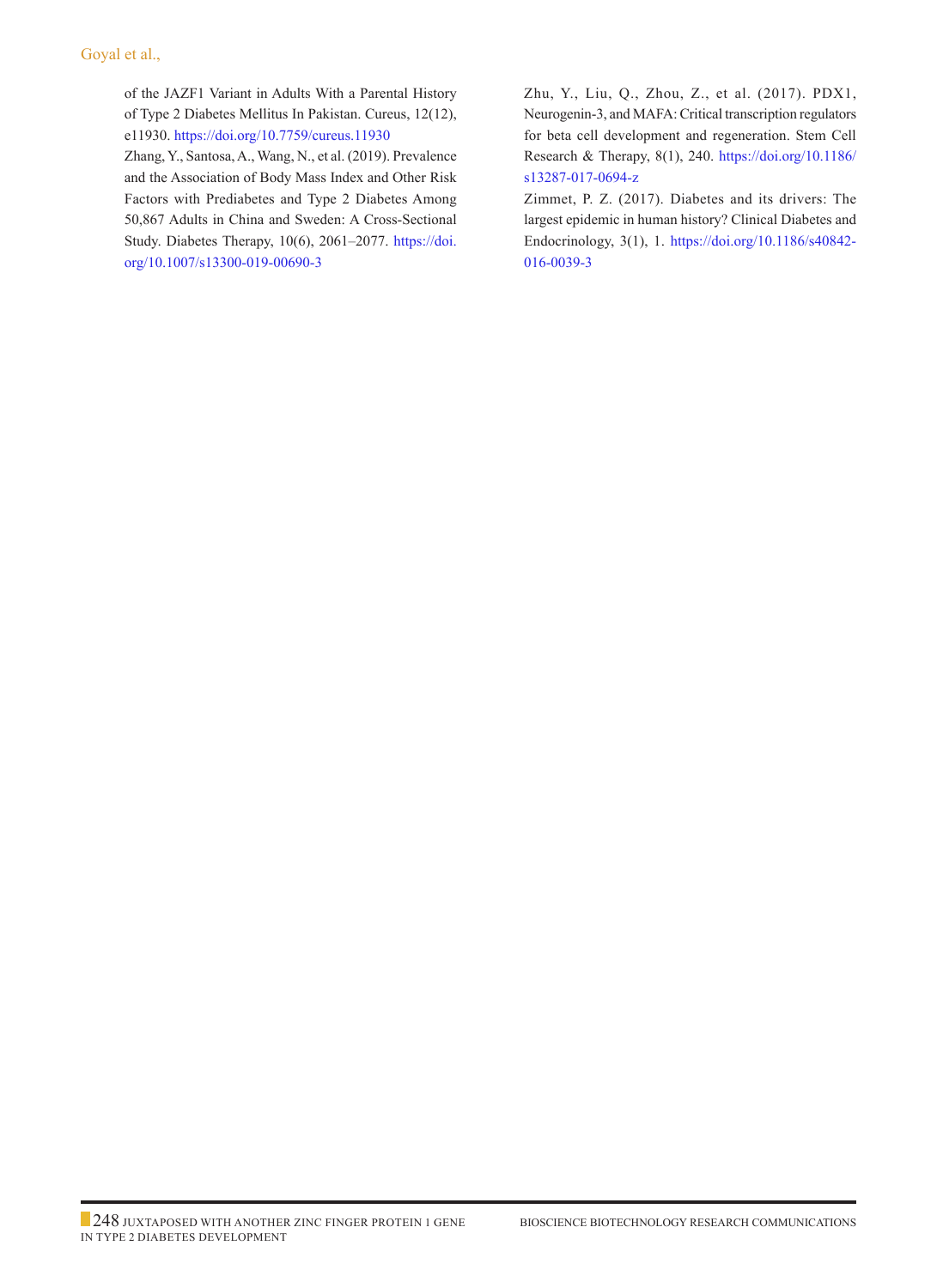of the JAZF1 Variant in Adults With a Parental History of Type 2 Diabetes Mellitus In Pakistan. Cureus, 12(12), e11930. https://doi.org/10.7759/cureus.11930

Zhang, Y., Santosa, A., Wang, N., et al. (2019). Prevalence and the Association of Body Mass Index and Other Risk Factors with Prediabetes and Type 2 Diabetes Among 50,867 Adults in China and Sweden: A Cross-Sectional Study. Diabetes Therapy, 10(6), 2061–2077. https://doi.org/10.1007/s13300-019-00690-3

Zhu, Y., Liu, Q., Zhou, Z., et al. (2017). PDX1, Neurogenin-3, and MAFA: Critical transcription regulators for beta cell development and regeneration. Stem Cell Research & Therapy, 8(1), 240. https://doi.org/10.1186/s13287-017-0694-z

Zimmet, P. Z. (2017). Diabetes and its drivers: The largest epidemic in human history? Clinical Diabetes and Endocrinology, 3(1), 1. https://doi.org/10.1186/s40842-016-0039-3